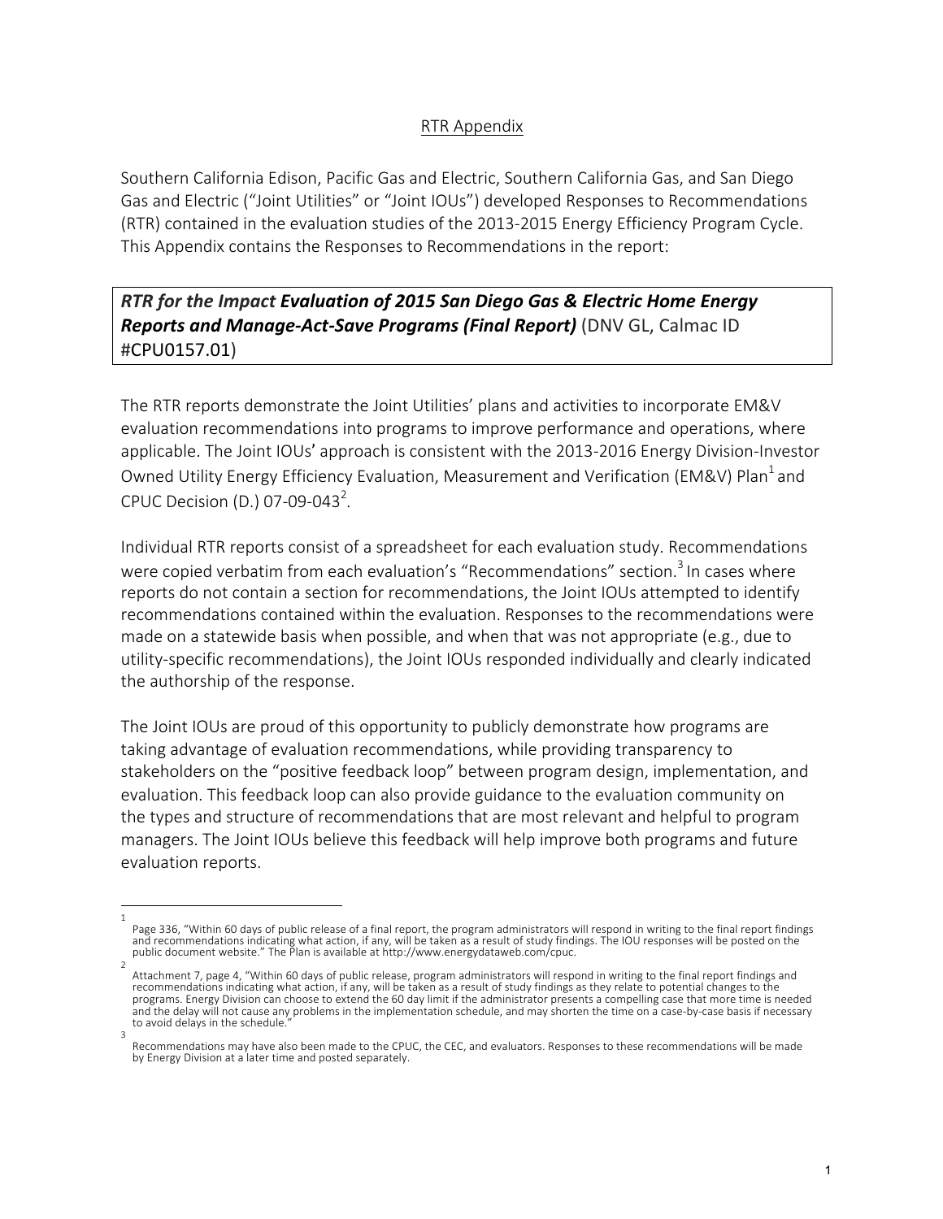## RTR Appendix

Southern California Edison, Pacific Gas and Electric, Southern California Gas, and San Diego Gas and Electric ("Joint Utilities" or "Joint IOUs") developed Responses to Recommendations (RTR) contained in the evaluation studies of the 2013-2015 Energy Efficiency Program Cycle. This Appendix contains the Responses to Recommendations in the report:

***RTR for the Impact Evaluation of 2015 San Diego Gas & Electric Home Energy Reports and Manage-Act-Save Programs (Final Report)*** (DNV GL, Calmac ID #CPU0157.01)

The RTR reports demonstrate the Joint Utilities' plans and activities to incorporate EM&V evaluation recommendations into programs to improve performance and operations, where applicable. The Joint IOUs' approach is consistent with the 2013-2016 Energy Division-Investor Owned Utility Energy Efficiency Evaluation, Measurement and Verification (EM&V) Plan[1] and CPUC Decision (D.) 07-09-043[2].

Individual RTR reports consist of a spreadsheet for each evaluation study. Recommendations were copied verbatim from each evaluation's "Recommendations" section.[3] In cases where reports do not contain a section for recommendations, the Joint IOUs attempted to identify recommendations contained within the evaluation. Responses to the recommendations were made on a statewide basis when possible, and when that was not appropriate (e.g., due to utility-specific recommendations), the Joint IOUs responded individually and clearly indicated the authorship of the response.

The Joint IOUs are proud of this opportunity to publicly demonstrate how programs are taking advantage of evaluation recommendations, while providing transparency to stakeholders on the "positive feedback loop" between program design, implementation, and evaluation. This feedback loop can also provide guidance to the evaluation community on the types and structure of recommendations that are most relevant and helpful to program managers. The Joint IOUs believe this feedback will help improve both programs and future evaluation reports.

---

[1] Page 336, "Within 60 days of public release of a final report, the program administrators will respond in writing to the final report findings and recommendations indicating what action, if any, will be taken as a result of study findings. The IOU responses will be posted on the public document website." The Plan is available at http://www.energydataweb.com/cpuc.

[2] Attachment 7, page 4, "Within 60 days of public release, program administrators will respond in writing to the final report findings and recommendations indicating what action, if any, will be taken as a result of study findings as they relate to potential changes to the programs. Energy Division can choose to extend the 60 day limit if the administrator presents a compelling case that more time is needed and the delay will not cause any problems in the implementation schedule, and may shorten the time on a case-by-case basis if necessary to avoid delays in the schedule."

[3] Recommendations may have also been made to the CPUC, the CEC, and evaluators. Responses to these recommendations will be made by Energy Division at a later time and posted separately.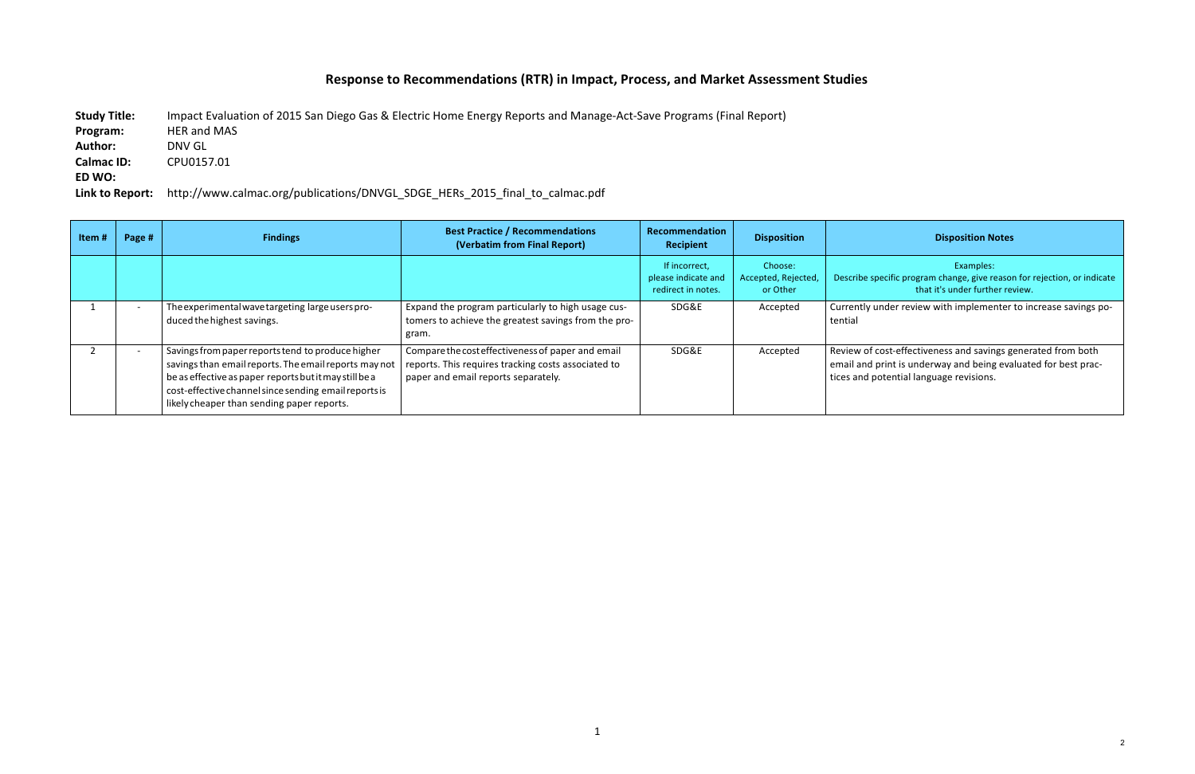# Response to Recommendations (RTR) in Impact, Process, and Market Assessment Studies

**Study Title:** Impact Evaluation of 2015 San Diego Gas & Electric Home Energy Reports and Manage-Act-Save Programs (Final Report)
**Program:** HER and MAS
**Author:** DNV GL
**Calmac ID:** CPU0157.01
**ED WO:**
**Link to Report:** http://www.calmac.org/publications/DNVGL_SDGE_HERs_2015_final_to_calmac.pdf

| Item # | Page # | Findings | Best Practice / Recommendations (Verbatim from Final Report) | Recommendation Recipient | Disposition | Disposition Notes |
|---|---|---|---|---|---|---|
| | | | | If incorrect, please indicate and redirect in notes. | Choose: Accepted, Rejected, or Other | Examples: Describe specific program change, give reason for rejection, or indicate that it's under further review. |
| 1 | - | The experimental wave targeting large users produced the highest savings. | Expand the program particularly to high usage customers to achieve the greatest savings from the program. | SDG&E | Accepted | Currently under review with implementer to increase savings potential |
| 2 | - | Savings from paper reports tend to produce higher savings than email reports. The email reports may not be as effective as paper reports but it may still be a cost-effective channel since sending email reports is likely cheaper than sending paper reports. | Compare the cost effectiveness of paper and email reports. This requires tracking costs associated to paper and email reports separately. | SDG&E | Accepted | Review of cost-effectiveness and savings generated from both email and print is underway and being evaluated for best practices and potential language revisions. |